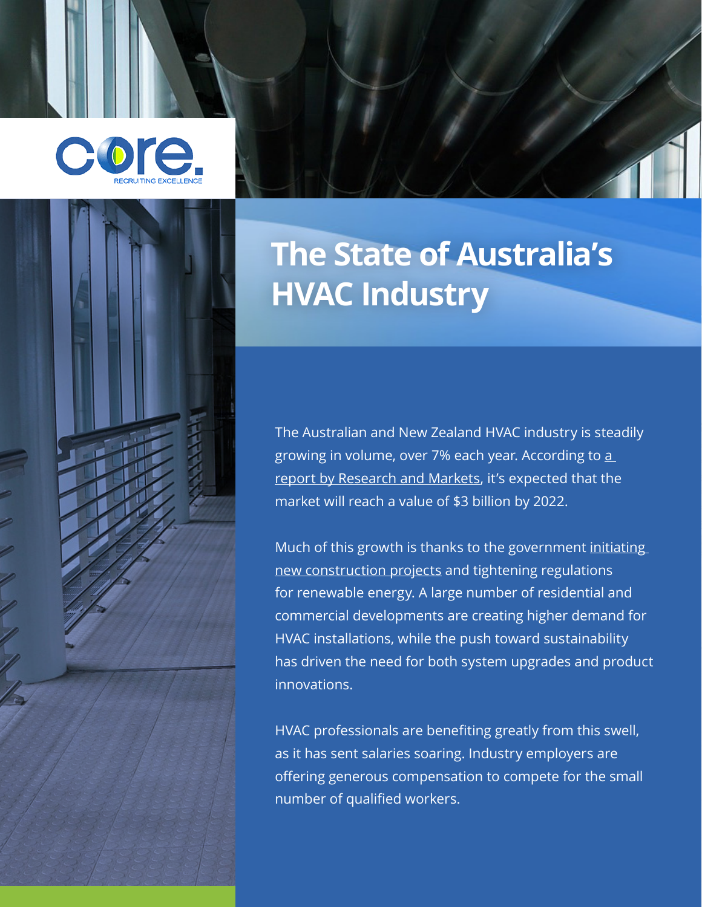core.
RECRUITING EXCELLENCE

# The State of Australia's HVAC Industry

The Australian and New Zealand HVAC industry is steadily growing in volume, over 7% each year. According to a report by Research and Markets, it's expected that the market will reach a value of $3 billion by 2022.

Much of this growth is thanks to the government initiating new construction projects and tightening regulations for renewable energy. A large number of residential and commercial developments are creating higher demand for HVAC installations, while the push toward sustainability has driven the need for both system upgrades and product innovations.

HVAC professionals are benefiting greatly from this swell, as it has sent salaries soaring. Industry employers are offering generous compensation to compete for the small number of qualified workers.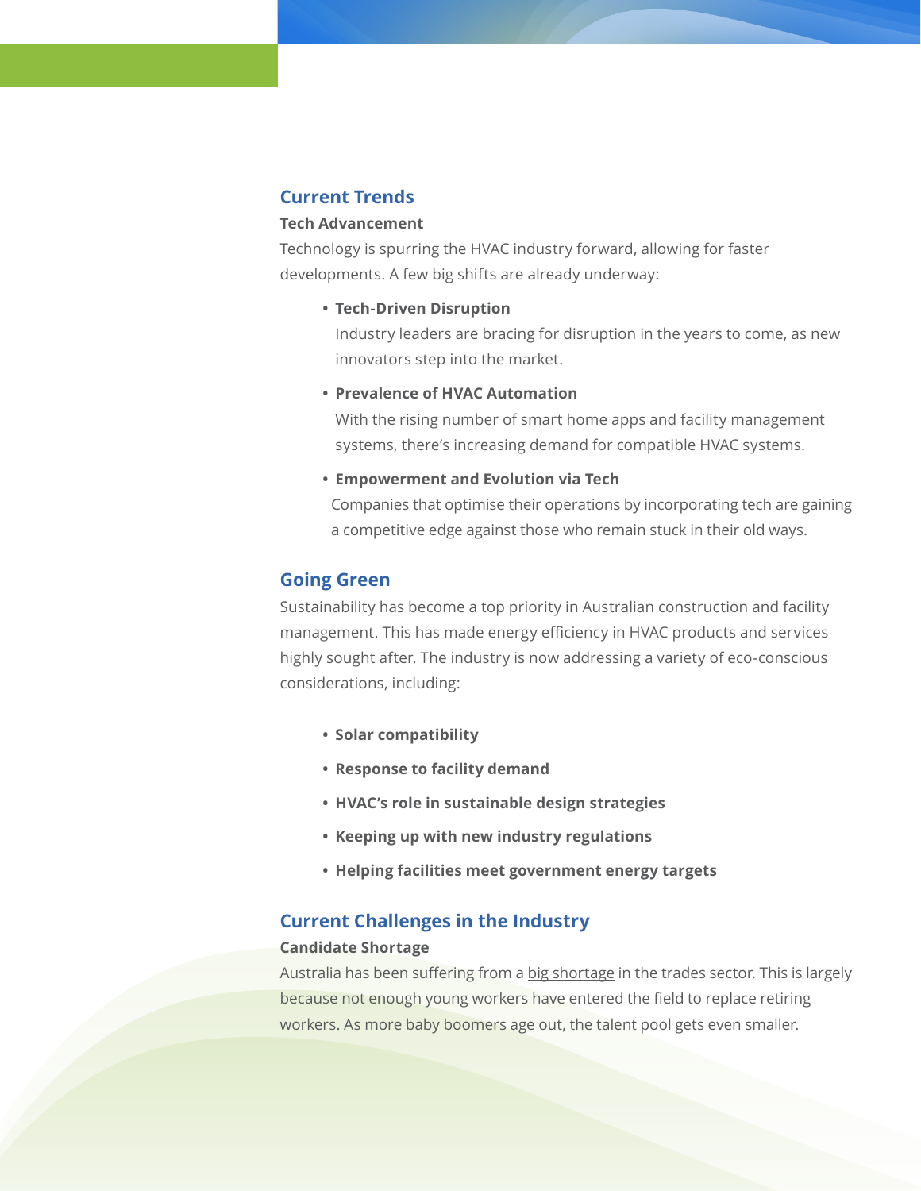## Current Trends

### Tech Advancement

Technology is spurring the HVAC industry forward, allowing for faster developments. A few big shifts are already underway:

- **Tech-Driven Disruption**
  Industry leaders are bracing for disruption in the years to come, as new innovators step into the market.
- **Prevalence of HVAC Automation**
  With the rising number of smart home apps and facility management systems, there's increasing demand for compatible HVAC systems.
- **Empowerment and Evolution via Tech**
  Companies that optimise their operations by incorporating tech are gaining a competitive edge against those who remain stuck in their old ways.

## Going Green

Sustainability has become a top priority in Australian construction and facility management. This has made energy efficiency in HVAC products and services highly sought after. The industry is now addressing a variety of eco-conscious considerations, including:

- **Solar compatibility**
- **Response to facility demand**
- **HVAC's role in sustainable design strategies**
- **Keeping up with new industry regulations**
- **Helping facilities meet government energy targets**

## Current Challenges in the Industry

### Candidate Shortage

Australia has been suffering from a big shortage in the trades sector. This is largely because not enough young workers have entered the field to replace retiring workers. As more baby boomers age out, the talent pool gets even smaller.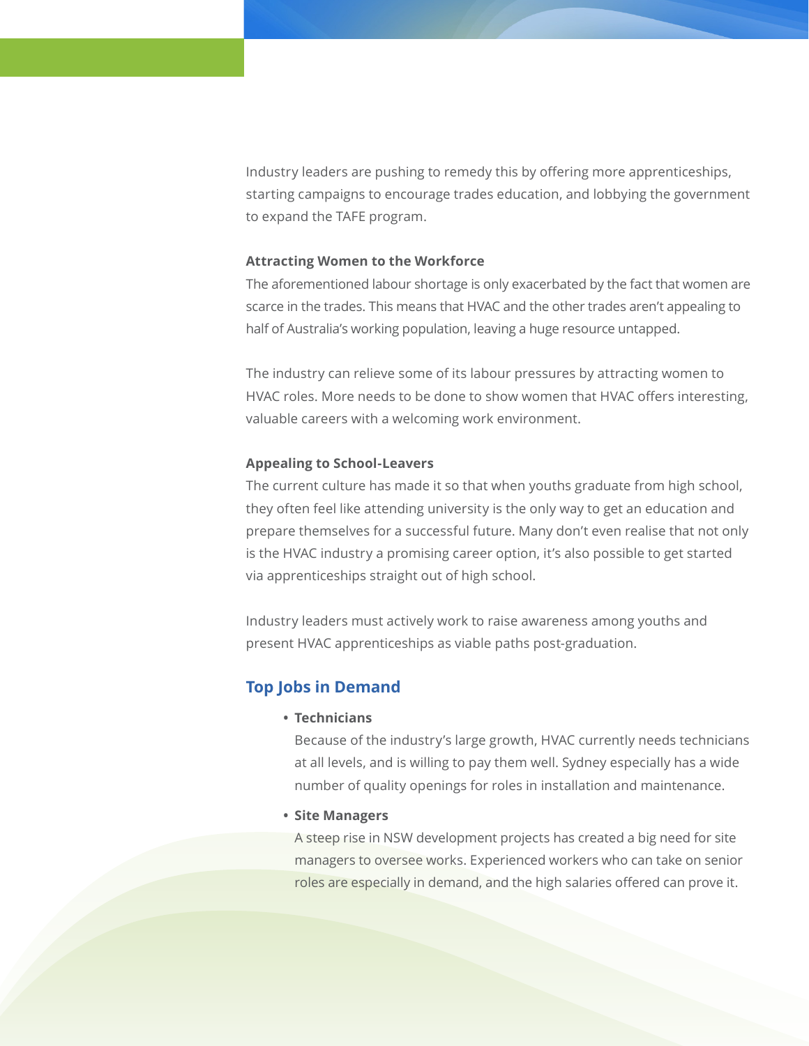Industry leaders are pushing to remedy this by offering more apprenticeships, starting campaigns to encourage trades education, and lobbying the government to expand the TAFE program.

### Attracting Women to the Workforce

The aforementioned labour shortage is only exacerbated by the fact that women are scarce in the trades. This means that HVAC and the other trades aren't appealing to half of Australia's working population, leaving a huge resource untapped.

The industry can relieve some of its labour pressures by attracting women to HVAC roles. More needs to be done to show women that HVAC offers interesting, valuable careers with a welcoming work environment.

### Appealing to School-Leavers

The current culture has made it so that when youths graduate from high school, they often feel like attending university is the only way to get an education and prepare themselves for a successful future. Many don't even realise that not only is the HVAC industry a promising career option, it's also possible to get started via apprenticeships straight out of high school.

Industry leaders must actively work to raise awareness among youths and present HVAC apprenticeships as viable paths post-graduation.

## Top Jobs in Demand

- **Technicians**

  Because of the industry's large growth, HVAC currently needs technicians at all levels, and is willing to pay them well. Sydney especially has a wide number of quality openings for roles in installation and maintenance.

- **Site Managers**

  A steep rise in NSW development projects has created a big need for site managers to oversee works. Experienced workers who can take on senior roles are especially in demand, and the high salaries offered can prove it.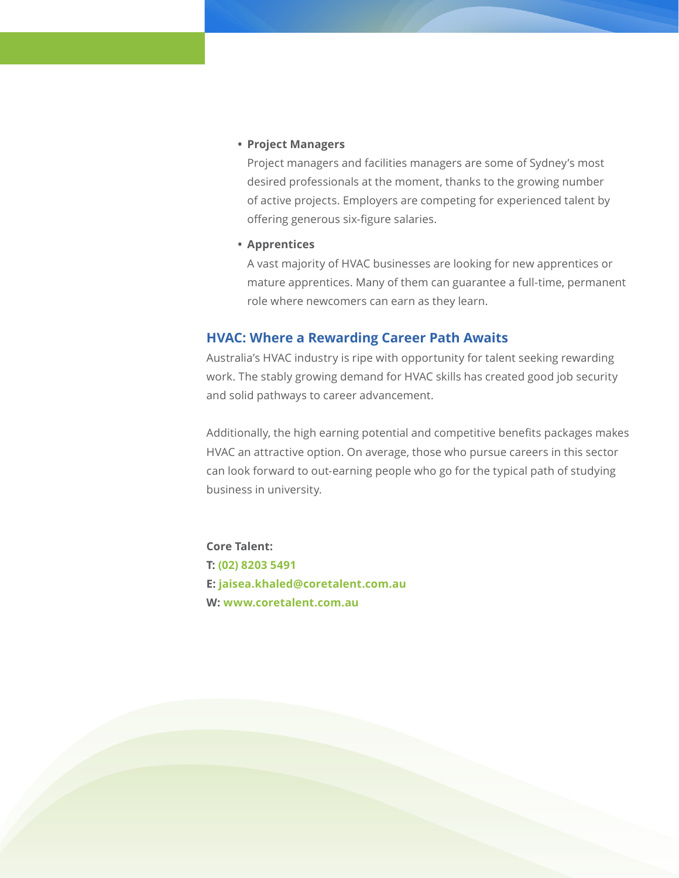- **Project Managers**

  Project managers and facilities managers are some of Sydney's most desired professionals at the moment, thanks to the growing number of active projects. Employers are competing for experienced talent by offering generous six-figure salaries.

- **Apprentices**

  A vast majority of HVAC businesses are looking for new apprentices or mature apprentices. Many of them can guarantee a full-time, permanent role where newcomers can earn as they learn.

## HVAC: Where a Rewarding Career Path Awaits

Australia's HVAC industry is ripe with opportunity for talent seeking rewarding work. The stably growing demand for HVAC skills has created good job security and solid pathways to career advancement.

Additionally, the high earning potential and competitive benefits packages makes HVAC an attractive option. On average, those who pursue careers in this sector can look forward to out-earning people who go for the typical path of studying business in university.

**Core Talent:**
**T:** **(02) 8203 5491**
**E:** **jaisea.khaled@coretalent.com.au**
**W:** **www.coretalent.com.au**